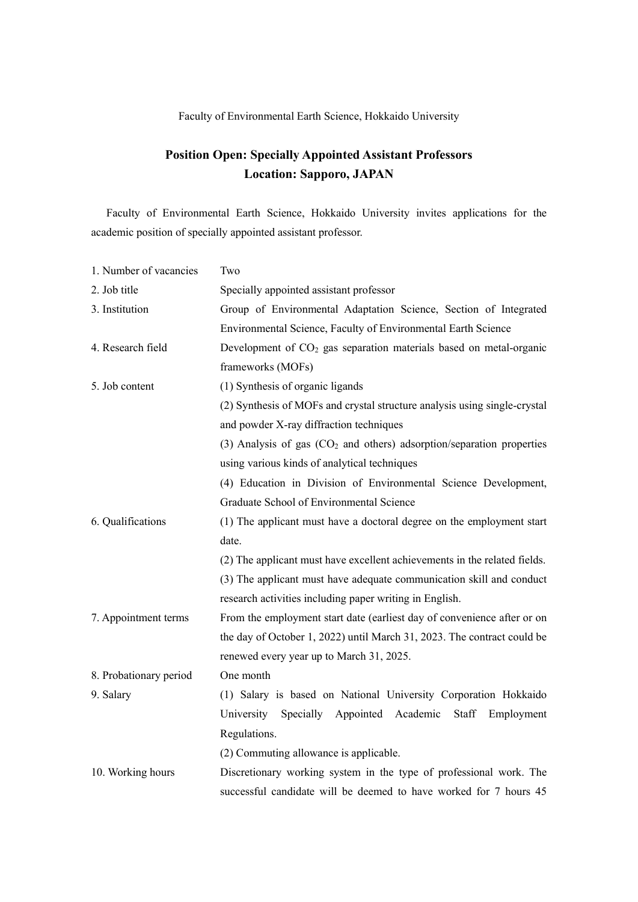Faculty of Environmental Earth Science, Hokkaido University

# Position Open: Specially Appointed Assistant Professors
# Location: Sapporo, JAPAN

Faculty of Environmental Earth Science, Hokkaido University invites applications for the academic position of specially appointed assistant professor.

| | |
|---|---|
| 1. Number of vacancies | Two |
| 2. Job title | Specially appointed assistant professor |
| 3. Institution | Group of Environmental Adaptation Science, Section of Integrated Environmental Science, Faculty of Environmental Earth Science |
| 4. Research field | Development of $CO_2$ gas separation materials based on metal-organic frameworks (MOFs) |
| 5. Job content | (1) Synthesis of organic ligands<br>(2) Synthesis of MOFs and crystal structure analysis using single-crystal and powder X-ray diffraction techniques<br>(3) Analysis of gas ($CO_2$ and others) adsorption/separation properties using various kinds of analytical techniques<br>(4) Education in Division of Environmental Science Development, Graduate School of Environmental Science |
| 6. Qualifications | (1) The applicant must have a doctoral degree on the employment start date.<br>(2) The applicant must have excellent achievements in the related fields.<br>(3) The applicant must have adequate communication skill and conduct research activities including paper writing in English. |
| 7. Appointment terms | From the employment start date (earliest day of convenience after or on the day of October 1, 2022) until March 31, 2023. The contract could be renewed every year up to March 31, 2025. |
| 8. Probationary period | One month |
| 9. Salary | (1) Salary is based on National University Corporation Hokkaido University Specially Appointed Academic Staff Employment Regulations.<br>(2) Commuting allowance is applicable. |
| 10. Working hours | Discretionary working system in the type of professional work. The successful candidate will be deemed to have worked for 7 hours 45 |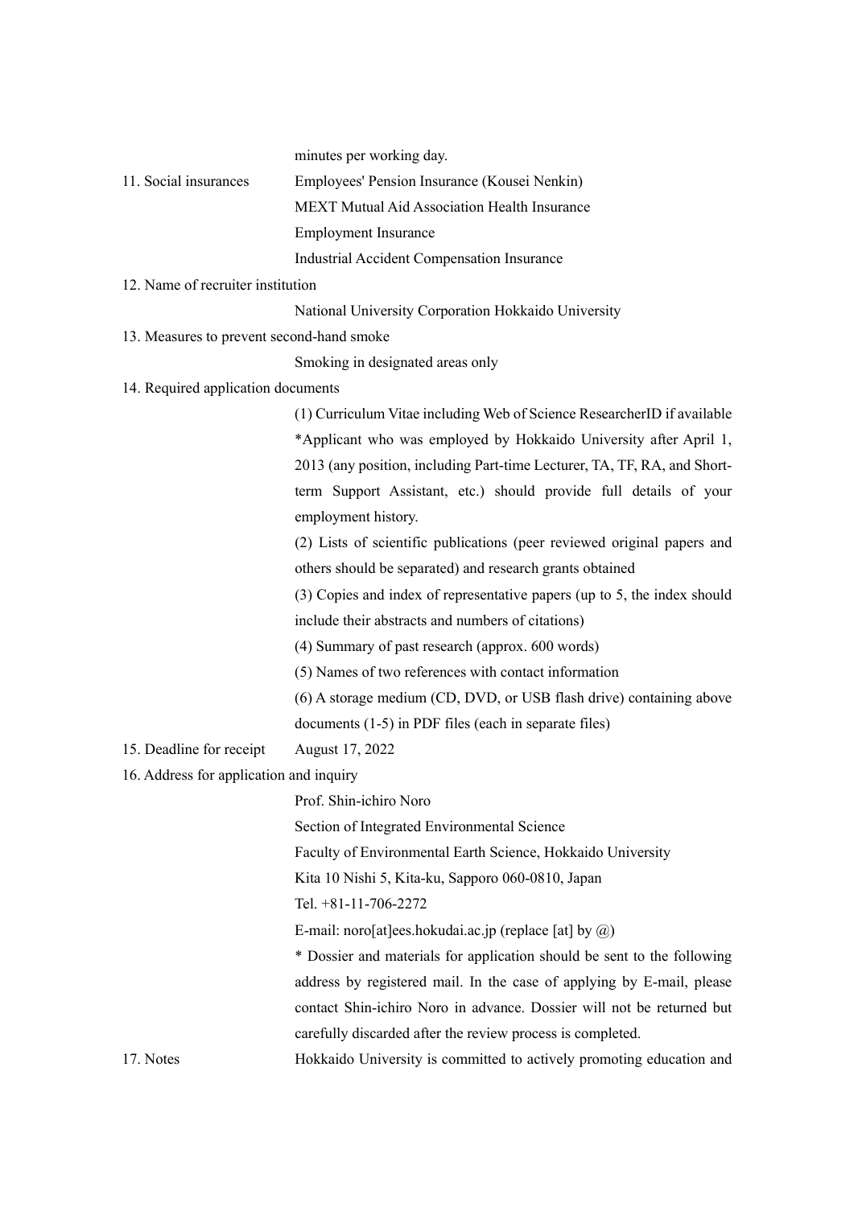minutes per working day.

11. Social insurances

Employees' Pension Insurance (Kousei Nenkin)
MEXT Mutual Aid Association Health Insurance
Employment Insurance
Industrial Accident Compensation Insurance

12. Name of recruiter institution

National University Corporation Hokkaido University

13. Measures to prevent second-hand smoke

Smoking in designated areas only

14. Required application documents

(1) Curriculum Vitae including Web of Science ResearcherID if available
*Applicant who was employed by Hokkaido University after April 1, 2013 (any position, including Part-time Lecturer, TA, TF, RA, and Short-term Support Assistant, etc.) should provide full details of your employment history.
(2) Lists of scientific publications (peer reviewed original papers and others should be separated) and research grants obtained
(3) Copies and index of representative papers (up to 5, the index should include their abstracts and numbers of citations)
(4) Summary of past research (approx. 600 words)
(5) Names of two references with contact information
(6) A storage medium (CD, DVD, or USB flash drive) containing above documents (1-5) in PDF files (each in separate files)

15. Deadline for receipt August 17, 2022

16. Address for application and inquiry

Prof. Shin-ichiro Noro
Section of Integrated Environmental Science
Faculty of Environmental Earth Science, Hokkaido University
Kita 10 Nishi 5, Kita-ku, Sapporo 060-0810, Japan
Tel. +81-11-706-2272
E-mail: noro[at]ees.hokudai.ac.jp (replace [at] by @)
* Dossier and materials for application should be sent to the following address by registered mail. In the case of applying by E-mail, please contact Shin-ichiro Noro in advance. Dossier will not be returned but carefully discarded after the review process is completed.

17. Notes Hokkaido University is committed to actively promoting education and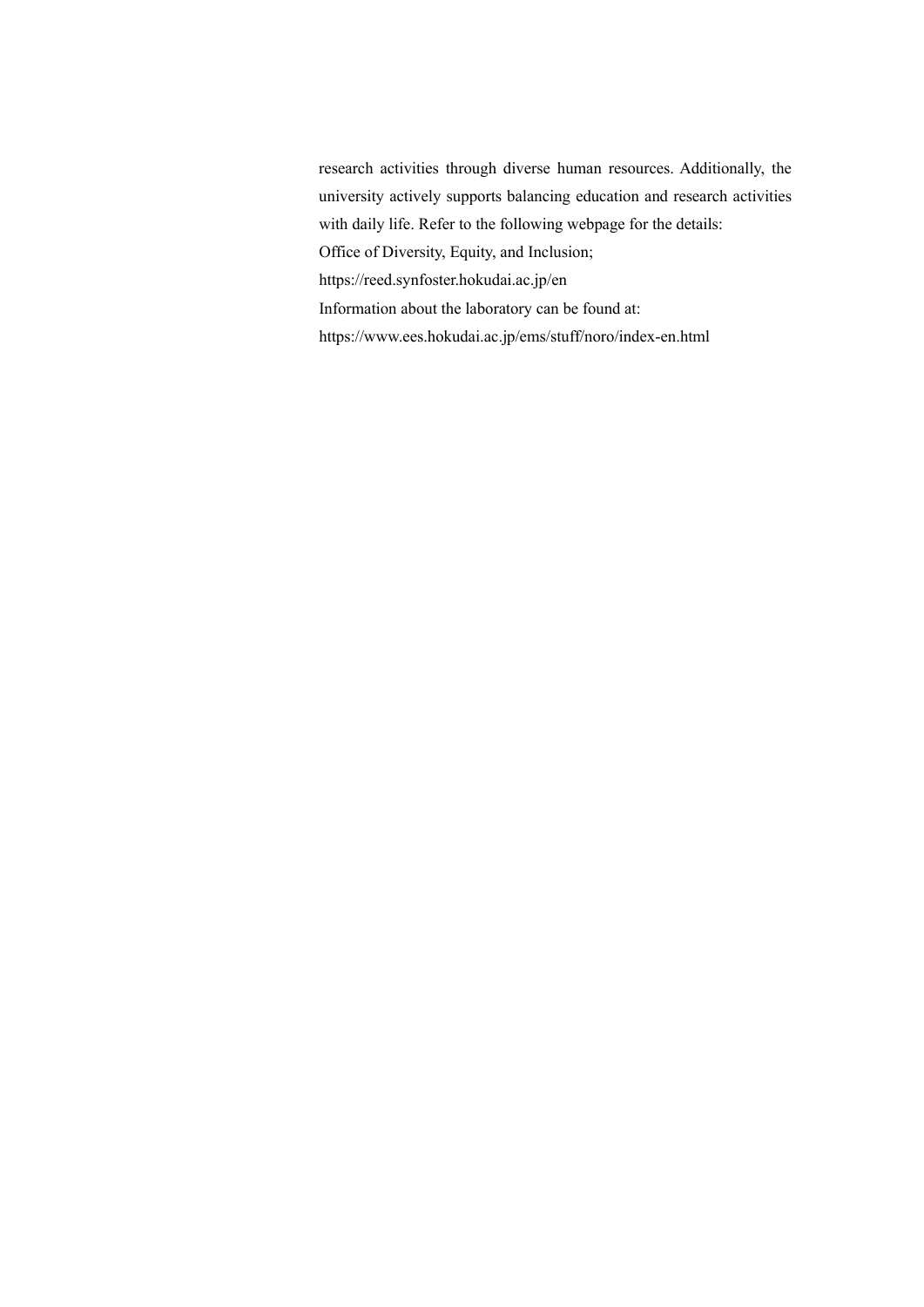research activities through diverse human resources. Additionally, the university actively supports balancing education and research activities with daily life. Refer to the following webpage for the details:

Office of Diversity, Equity, and Inclusion;

https://reed.synfoster.hokudai.ac.jp/en

Information about the laboratory can be found at:

https://www.ees.hokudai.ac.jp/ems/stuff/noro/index-en.html